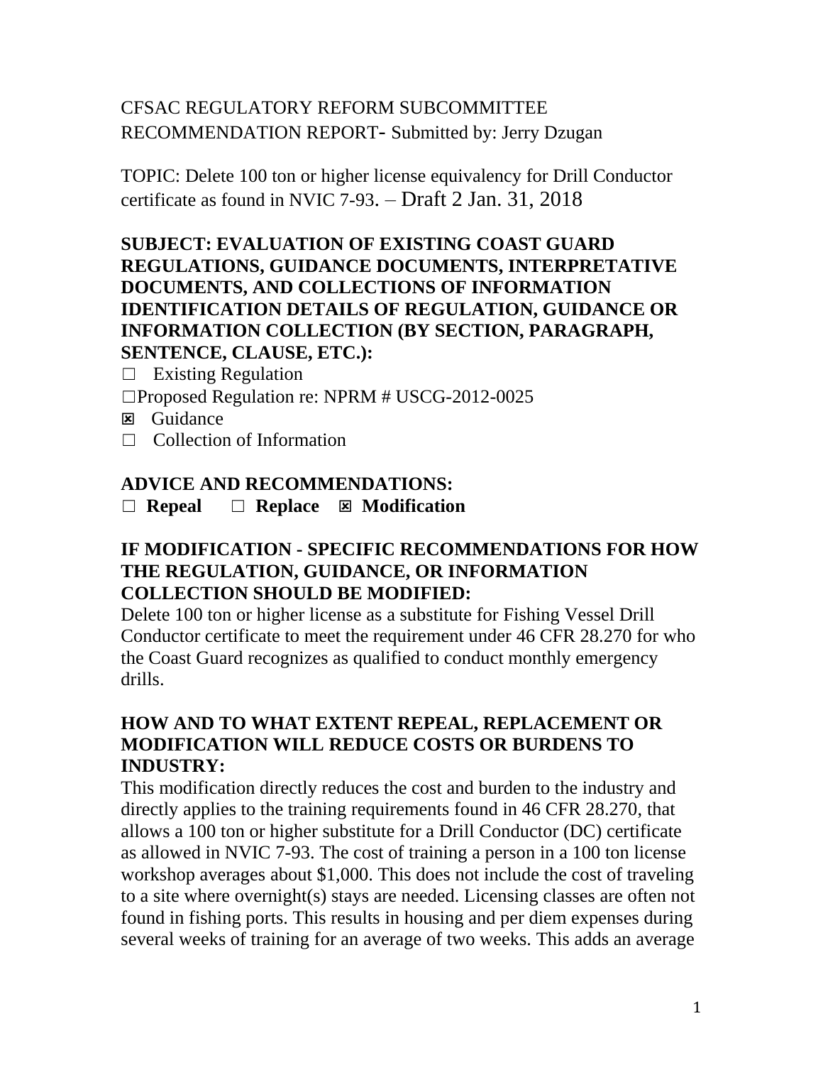CFSAC REGULATORY REFORM SUBCOMMITTEE
RECOMMENDATION REPORT- Submitted by: Jerry Dzugan

TOPIC: Delete 100 ton or higher license equivalency for Drill Conductor certificate as found in NVIC 7-93. – Draft 2 Jan. 31, 2018

**SUBJECT: EVALUATION OF EXISTING COAST GUARD REGULATIONS, GUIDANCE DOCUMENTS, INTERPRETATIVE DOCUMENTS, AND COLLECTIONS OF INFORMATION IDENTIFICATION DETAILS OF REGULATION, GUIDANCE OR INFORMATION COLLECTION (BY SECTION, PARAGRAPH, SENTENCE, CLAUSE, ETC.):**

☐ Existing Regulation
☐ Proposed Regulation re: NPRM # USCG-2012-0025
☒ Guidance
☐ Collection of Information

**ADVICE AND RECOMMENDATIONS:**
**☐ Repeal ☐ Replace ☒ Modification**

**IF MODIFICATION - SPECIFIC RECOMMENDATIONS FOR HOW THE REGULATION, GUIDANCE, OR INFORMATION COLLECTION SHOULD BE MODIFIED:**
Delete 100 ton or higher license as a substitute for Fishing Vessel Drill Conductor certificate to meet the requirement under 46 CFR 28.270 for who the Coast Guard recognizes as qualified to conduct monthly emergency drills.

**HOW AND TO WHAT EXTENT REPEAL, REPLACEMENT OR MODIFICATION WILL REDUCE COSTS OR BURDENS TO INDUSTRY:**
This modification directly reduces the cost and burden to the industry and directly applies to the training requirements found in 46 CFR 28.270, that allows a 100 ton or higher substitute for a Drill Conductor (DC) certificate as allowed in NVIC 7-93. The cost of training a person in a 100 ton license workshop averages about $1,000. This does not include the cost of traveling to a site where overnight(s) stays are needed. Licensing classes are often not found in fishing ports. This results in housing and per diem expenses during several weeks of training for an average of two weeks. This adds an average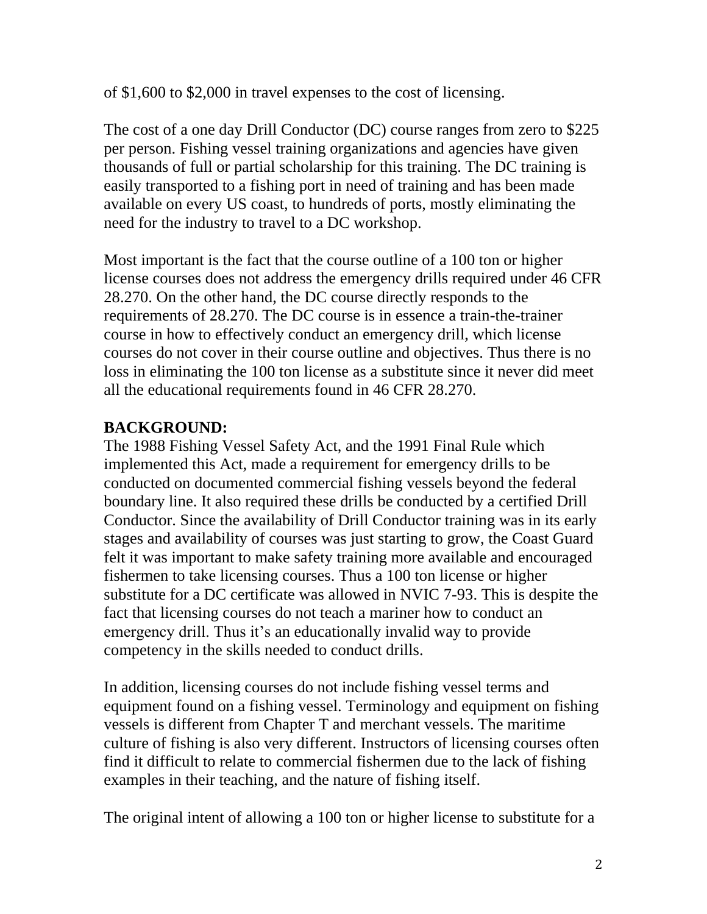of $1,600 to $2,000 in travel expenses to the cost of licensing.

The cost of a one day Drill Conductor (DC) course ranges from zero to $225 per person. Fishing vessel training organizations and agencies have given thousands of full or partial scholarship for this training. The DC training is easily transported to a fishing port in need of training and has been made available on every US coast, to hundreds of ports, mostly eliminating the need for the industry to travel to a DC workshop.

Most important is the fact that the course outline of a 100 ton or higher license courses does not address the emergency drills required under 46 CFR 28.270. On the other hand, the DC course directly responds to the requirements of 28.270. The DC course is in essence a train-the-trainer course in how to effectively conduct an emergency drill, which license courses do not cover in their course outline and objectives. Thus there is no loss in eliminating the 100 ton license as a substitute since it never did meet all the educational requirements found in 46 CFR 28.270.

**BACKGROUND:**

The 1988 Fishing Vessel Safety Act, and the 1991 Final Rule which implemented this Act, made a requirement for emergency drills to be conducted on documented commercial fishing vessels beyond the federal boundary line. It also required these drills be conducted by a certified Drill Conductor. Since the availability of Drill Conductor training was in its early stages and availability of courses was just starting to grow, the Coast Guard felt it was important to make safety training more available and encouraged fishermen to take licensing courses. Thus a 100 ton license or higher substitute for a DC certificate was allowed in NVIC 7-93. This is despite the fact that licensing courses do not teach a mariner how to conduct an emergency drill. Thus it's an educationally invalid way to provide competency in the skills needed to conduct drills.

In addition, licensing courses do not include fishing vessel terms and equipment found on a fishing vessel. Terminology and equipment on fishing vessels is different from Chapter T and merchant vessels. The maritime culture of fishing is also very different. Instructors of licensing courses often find it difficult to relate to commercial fishermen due to the lack of fishing examples in their teaching, and the nature of fishing itself.

The original intent of allowing a 100 ton or higher license to substitute for a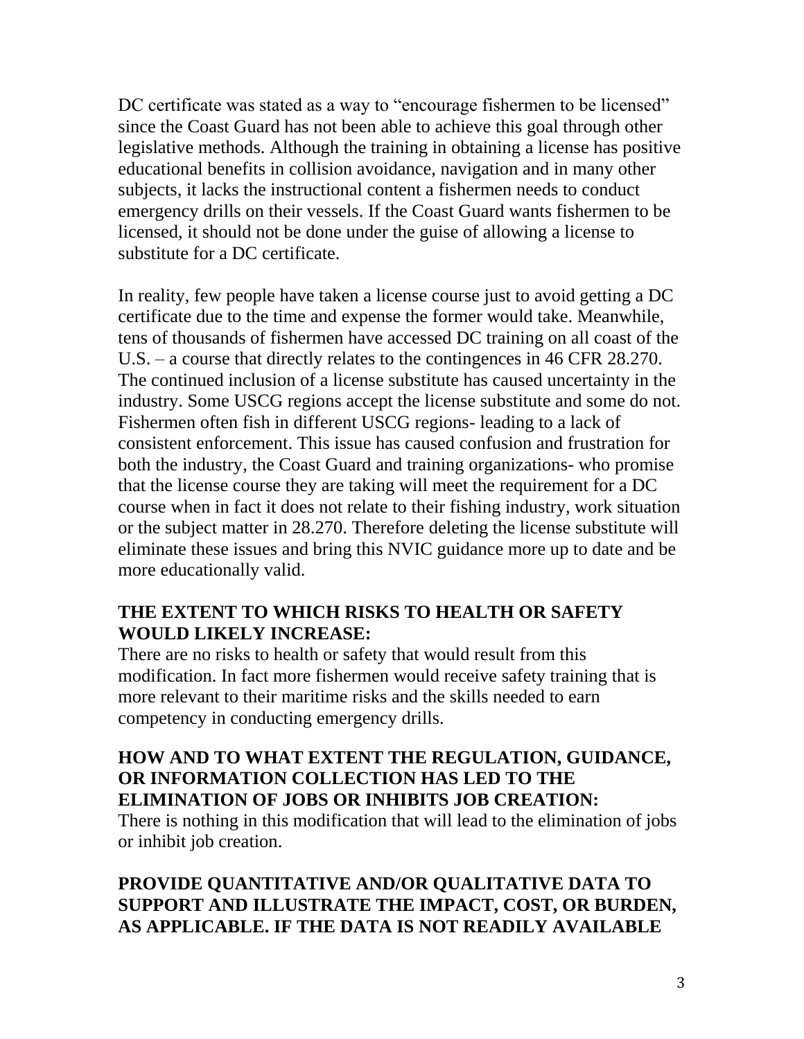DC certificate was stated as a way to "encourage fishermen to be licensed" since the Coast Guard has not been able to achieve this goal through other legislative methods. Although the training in obtaining a license has positive educational benefits in collision avoidance, navigation and in many other subjects, it lacks the instructional content a fishermen needs to conduct emergency drills on their vessels. If the Coast Guard wants fishermen to be licensed, it should not be done under the guise of allowing a license to substitute for a DC certificate.

In reality, few people have taken a license course just to avoid getting a DC certificate due to the time and expense the former would take. Meanwhile, tens of thousands of fishermen have accessed DC training on all coast of the U.S. – a course that directly relates to the contingences in 46 CFR 28.270. The continued inclusion of a license substitute has caused uncertainty in the industry. Some USCG regions accept the license substitute and some do not. Fishermen often fish in different USCG regions- leading to a lack of consistent enforcement. This issue has caused confusion and frustration for both the industry, the Coast Guard and training organizations- who promise that the license course they are taking will meet the requirement for a DC course when in fact it does not relate to their fishing industry, work situation or the subject matter in 28.270. Therefore deleting the license substitute will eliminate these issues and bring this NVIC guidance more up to date and be more educationally valid.

## THE EXTENT TO WHICH RISKS TO HEALTH OR SAFETY WOULD LIKELY INCREASE:

There are no risks to health or safety that would result from this modification. In fact more fishermen would receive safety training that is more relevant to their maritime risks and the skills needed to earn competency in conducting emergency drills.

## HOW AND TO WHAT EXTENT THE REGULATION, GUIDANCE, OR INFORMATION COLLECTION HAS LED TO THE ELIMINATION OF JOBS OR INHIBITS JOB CREATION:

There is nothing in this modification that will lead to the elimination of jobs or inhibit job creation.

## PROVIDE QUANTITATIVE AND/OR QUALITATIVE DATA TO SUPPORT AND ILLUSTRATE THE IMPACT, COST, OR BURDEN, AS APPLICABLE. IF THE DATA IS NOT READILY AVAILABLE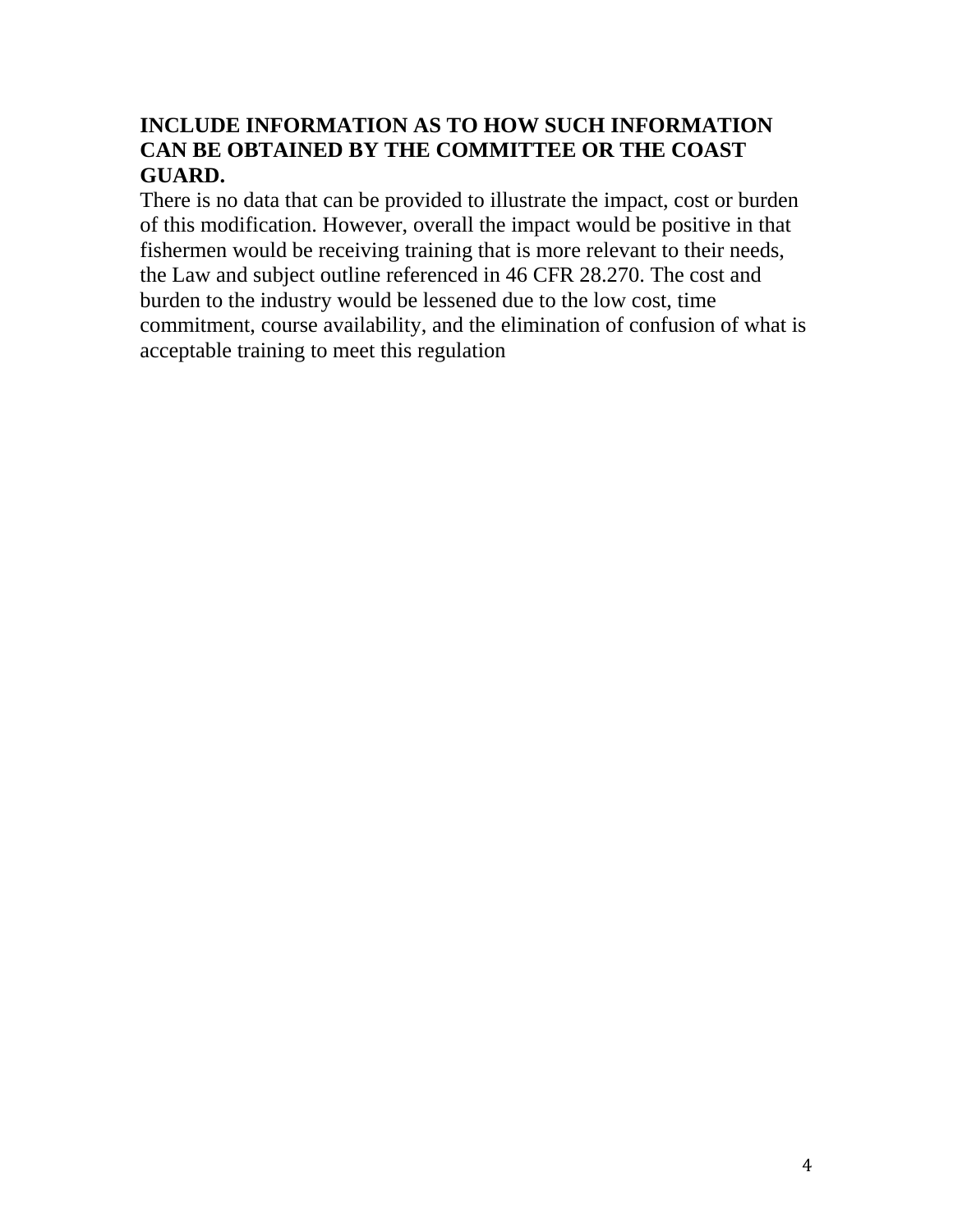**INCLUDE INFORMATION AS TO HOW SUCH INFORMATION CAN BE OBTAINED BY THE COMMITTEE OR THE COAST GUARD.**

There is no data that can be provided to illustrate the impact, cost or burden of this modification. However, overall the impact would be positive in that fishermen would be receiving training that is more relevant to their needs, the Law and subject outline referenced in 46 CFR 28.270. The cost and burden to the industry would be lessened due to the low cost, time commitment, course availability, and the elimination of confusion of what is acceptable training to meet this regulation